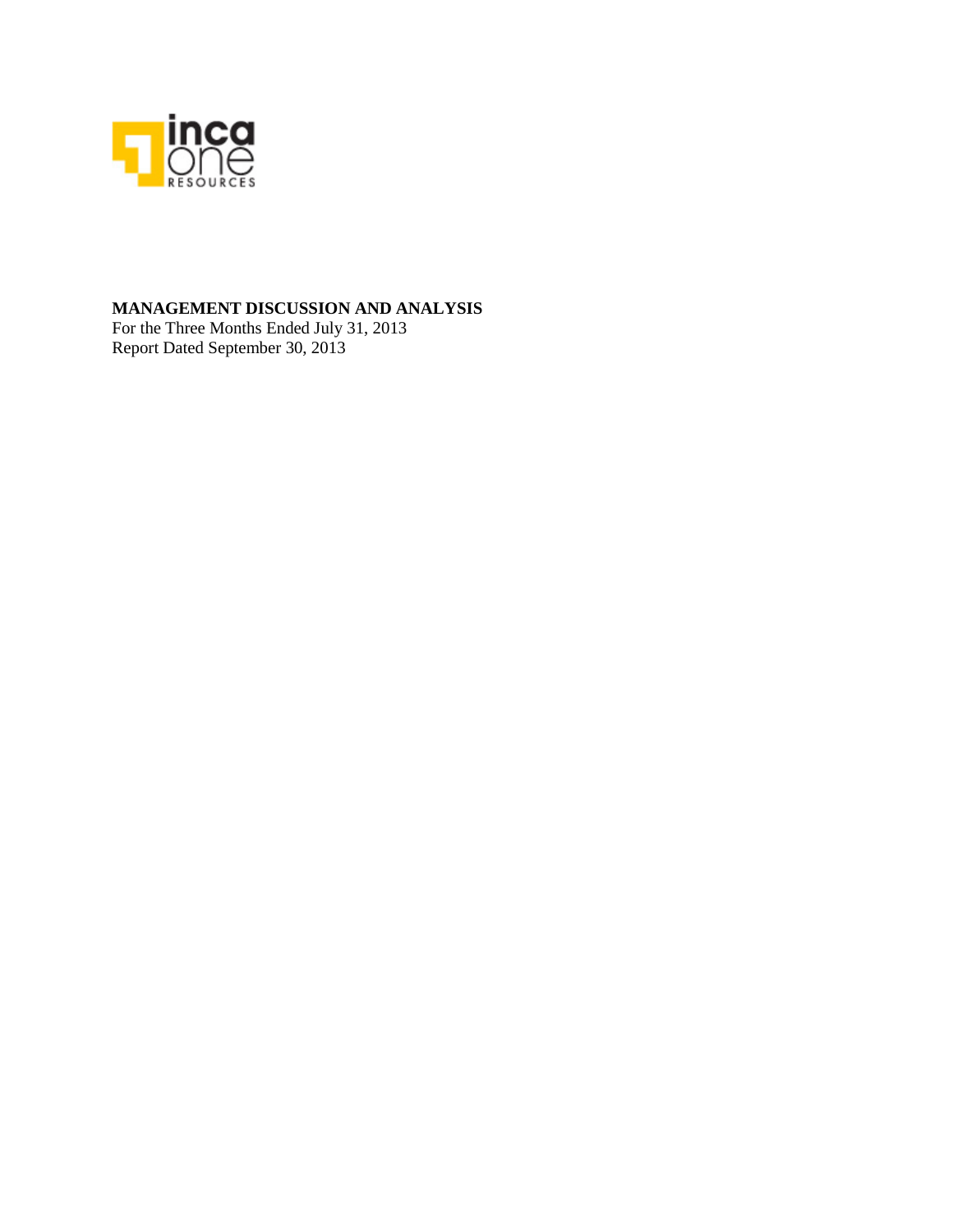**MANAGEMENT DISCUSSION AND ANALYSIS**

For the Three Months Ended July 31, 2013

Report Dated September 30, 2013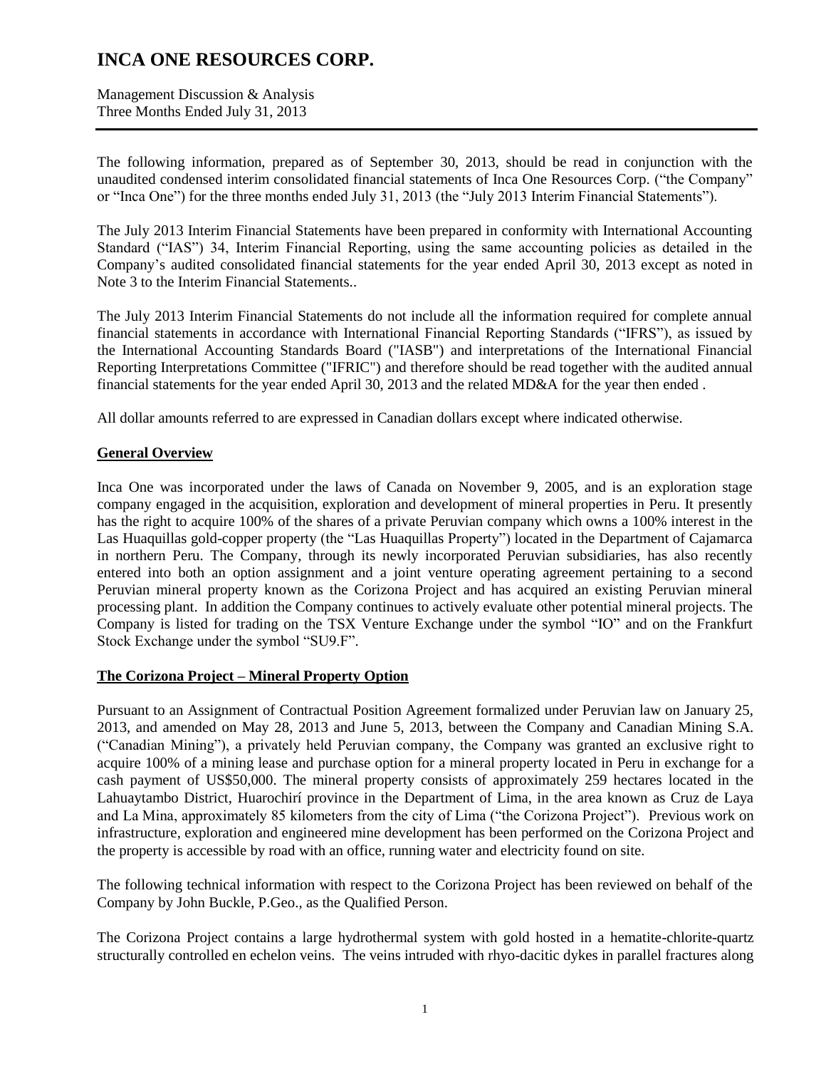The following information, prepared as of September 30, 2013, should be read in conjunction with the unaudited condensed interim consolidated financial statements of Inca One Resources Corp. ("the Company" or "Inca One") for the three months ended July 31, 2013 (the "July 2013 Interim Financial Statements").

The July 2013 Interim Financial Statements have been prepared in conformity with International Accounting Standard ("IAS") 34, Interim Financial Reporting, using the same accounting policies as detailed in the Company's audited consolidated financial statements for the year ended April 30, 2013 except as noted in Note 3 to the Interim Financial Statements..

The July 2013 Interim Financial Statements do not include all the information required for complete annual financial statements in accordance with International Financial Reporting Standards ("IFRS"), as issued by the International Accounting Standards Board ("IASB") and interpretations of the International Financial Reporting Interpretations Committee ("IFRIC") and therefore should be read together with the audited annual financial statements for the year ended April 30, 2013 and the related MD&A for the year then ended .

All dollar amounts referred to are expressed in Canadian dollars except where indicated otherwise.

## General Overview

Inca One was incorporated under the laws of Canada on November 9, 2005, and is an exploration stage company engaged in the acquisition, exploration and development of mineral properties in Peru. It presently has the right to acquire 100% of the shares of a private Peruvian company which owns a 100% interest in the Las Huaquillas gold-copper property (the "Las Huaquillas Property") located in the Department of Cajamarca in northern Peru. The Company, through its newly incorporated Peruvian subsidiaries, has also recently entered into both an option assignment and a joint venture operating agreement pertaining to a second Peruvian mineral property known as the Corizona Project and has acquired an existing Peruvian mineral processing plant. In addition the Company continues to actively evaluate other potential mineral projects. The Company is listed for trading on the TSX Venture Exchange under the symbol "IO" and on the Frankfurt Stock Exchange under the symbol "SU9.F".

## The Corizona Project – Mineral Property Option

Pursuant to an Assignment of Contractual Position Agreement formalized under Peruvian law on January 25, 2013, and amended on May 28, 2013 and June 5, 2013, between the Company and Canadian Mining S.A. ("Canadian Mining"), a privately held Peruvian company, the Company was granted an exclusive right to acquire 100% of a mining lease and purchase option for a mineral property located in Peru in exchange for a cash payment of US$50,000. The mineral property consists of approximately 259 hectares located in the Lahuaytambo District, Huarochirí province in the Department of Lima, in the area known as Cruz de Laya and La Mina, approximately 85 kilometers from the city of Lima ("the Corizona Project"). Previous work on infrastructure, exploration and engineered mine development has been performed on the Corizona Project and the property is accessible by road with an office, running water and electricity found on site.

The following technical information with respect to the Corizona Project has been reviewed on behalf of the Company by John Buckle, P.Geo., as the Qualified Person.

The Corizona Project contains a large hydrothermal system with gold hosted in a hematite-chlorite-quartz structurally controlled en echelon veins. The veins intruded with rhyo-dacitic dykes in parallel fractures along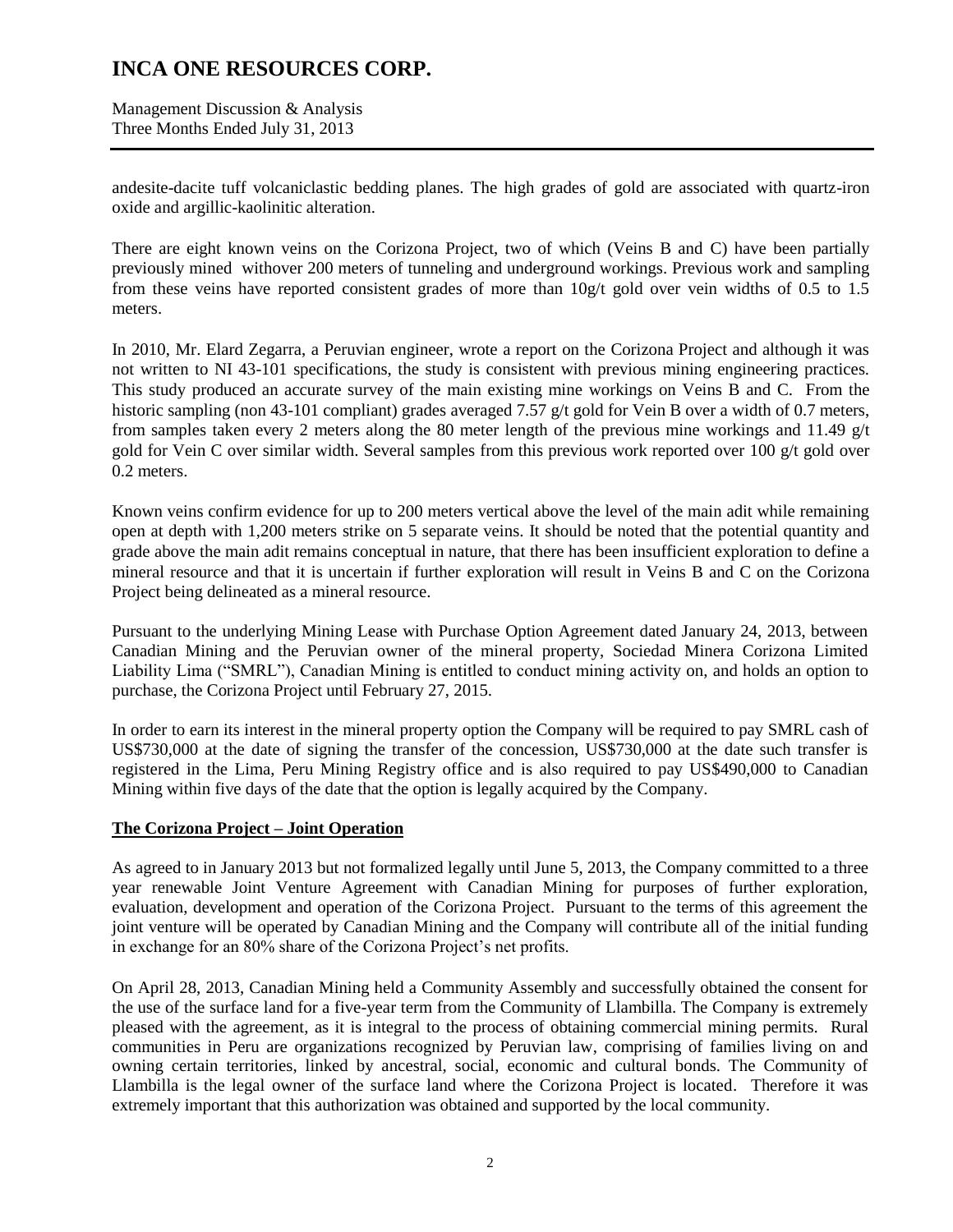andesite-dacite tuff volcaniclastic bedding planes. The high grades of gold are associated with quartz-iron oxide and argillic-kaolinitic alteration.

There are eight known veins on the Corizona Project, two of which (Veins B and C) have been partially previously mined withover 200 meters of tunneling and underground workings. Previous work and sampling from these veins have reported consistent grades of more than 10g/t gold over vein widths of 0.5 to 1.5 meters.

In 2010, Mr. Elard Zegarra, a Peruvian engineer, wrote a report on the Corizona Project and although it was not written to NI 43-101 specifications, the study is consistent with previous mining engineering practices. This study produced an accurate survey of the main existing mine workings on Veins B and C. From the historic sampling (non 43-101 compliant) grades averaged 7.57 g/t gold for Vein B over a width of 0.7 meters, from samples taken every 2 meters along the 80 meter length of the previous mine workings and 11.49 g/t gold for Vein C over similar width. Several samples from this previous work reported over 100 g/t gold over 0.2 meters.

Known veins confirm evidence for up to 200 meters vertical above the level of the main adit while remaining open at depth with 1,200 meters strike on 5 separate veins. It should be noted that the potential quantity and grade above the main adit remains conceptual in nature, that there has been insufficient exploration to define a mineral resource and that it is uncertain if further exploration will result in Veins B and C on the Corizona Project being delineated as a mineral resource.

Pursuant to the underlying Mining Lease with Purchase Option Agreement dated January 24, 2013, between Canadian Mining and the Peruvian owner of the mineral property, Sociedad Minera Corizona Limited Liability Lima ("SMRL"), Canadian Mining is entitled to conduct mining activity on, and holds an option to purchase, the Corizona Project until February 27, 2015.

In order to earn its interest in the mineral property option the Company will be required to pay SMRL cash of US$730,000 at the date of signing the transfer of the concession, US$730,000 at the date such transfer is registered in the Lima, Peru Mining Registry office and is also required to pay US$490,000 to Canadian Mining within five days of the date that the option is legally acquired by the Company.

## The Corizona Project – Joint Operation

As agreed to in January 2013 but not formalized legally until June 5, 2013, the Company committed to a three year renewable Joint Venture Agreement with Canadian Mining for purposes of further exploration, evaluation, development and operation of the Corizona Project. Pursuant to the terms of this agreement the joint venture will be operated by Canadian Mining and the Company will contribute all of the initial funding in exchange for an 80% share of the Corizona Project's net profits.

On April 28, 2013, Canadian Mining held a Community Assembly and successfully obtained the consent for the use of the surface land for a five-year term from the Community of Llambilla. The Company is extremely pleased with the agreement, as it is integral to the process of obtaining commercial mining permits. Rural communities in Peru are organizations recognized by Peruvian law, comprising of families living on and owning certain territories, linked by ancestral, social, economic and cultural bonds. The Community of Llambilla is the legal owner of the surface land where the Corizona Project is located. Therefore it was extremely important that this authorization was obtained and supported by the local community.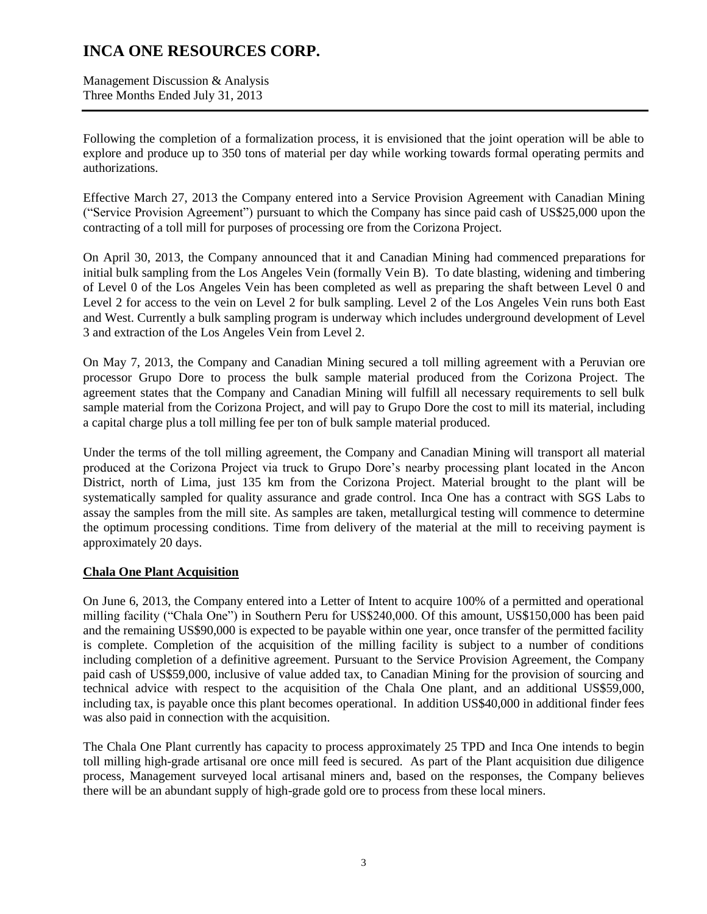Following the completion of a formalization process, it is envisioned that the joint operation will be able to explore and produce up to 350 tons of material per day while working towards formal operating permits and authorizations.

Effective March 27, 2013 the Company entered into a Service Provision Agreement with Canadian Mining ("Service Provision Agreement") pursuant to which the Company has since paid cash of US$25,000 upon the contracting of a toll mill for purposes of processing ore from the Corizona Project.

On April 30, 2013, the Company announced that it and Canadian Mining had commenced preparations for initial bulk sampling from the Los Angeles Vein (formally Vein B). To date blasting, widening and timbering of Level 0 of the Los Angeles Vein has been completed as well as preparing the shaft between Level 0 and Level 2 for access to the vein on Level 2 for bulk sampling. Level 2 of the Los Angeles Vein runs both East and West. Currently a bulk sampling program is underway which includes underground development of Level 3 and extraction of the Los Angeles Vein from Level 2.

On May 7, 2013, the Company and Canadian Mining secured a toll milling agreement with a Peruvian ore processor Grupo Dore to process the bulk sample material produced from the Corizona Project. The agreement states that the Company and Canadian Mining will fulfill all necessary requirements to sell bulk sample material from the Corizona Project, and will pay to Grupo Dore the cost to mill its material, including a capital charge plus a toll milling fee per ton of bulk sample material produced.

Under the terms of the toll milling agreement, the Company and Canadian Mining will transport all material produced at the Corizona Project via truck to Grupo Dore's nearby processing plant located in the Ancon District, north of Lima, just 135 km from the Corizona Project. Material brought to the plant will be systematically sampled for quality assurance and grade control. Inca One has a contract with SGS Labs to assay the samples from the mill site. As samples are taken, metallurgical testing will commence to determine the optimum processing conditions. Time from delivery of the material at the mill to receiving payment is approximately 20 days.

## Chala One Plant Acquisition

On June 6, 2013, the Company entered into a Letter of Intent to acquire 100% of a permitted and operational milling facility ("Chala One") in Southern Peru for US$240,000. Of this amount, US$150,000 has been paid and the remaining US$90,000 is expected to be payable within one year, once transfer of the permitted facility is complete. Completion of the acquisition of the milling facility is subject to a number of conditions including completion of a definitive agreement. Pursuant to the Service Provision Agreement, the Company paid cash of US$59,000, inclusive of value added tax, to Canadian Mining for the provision of sourcing and technical advice with respect to the acquisition of the Chala One plant, and an additional US$59,000, including tax, is payable once this plant becomes operational. In addition US$40,000 in additional finder fees was also paid in connection with the acquisition.

The Chala One Plant currently has capacity to process approximately 25 TPD and Inca One intends to begin toll milling high-grade artisanal ore once mill feed is secured. As part of the Plant acquisition due diligence process, Management surveyed local artisanal miners and, based on the responses, the Company believes there will be an abundant supply of high-grade gold ore to process from these local miners.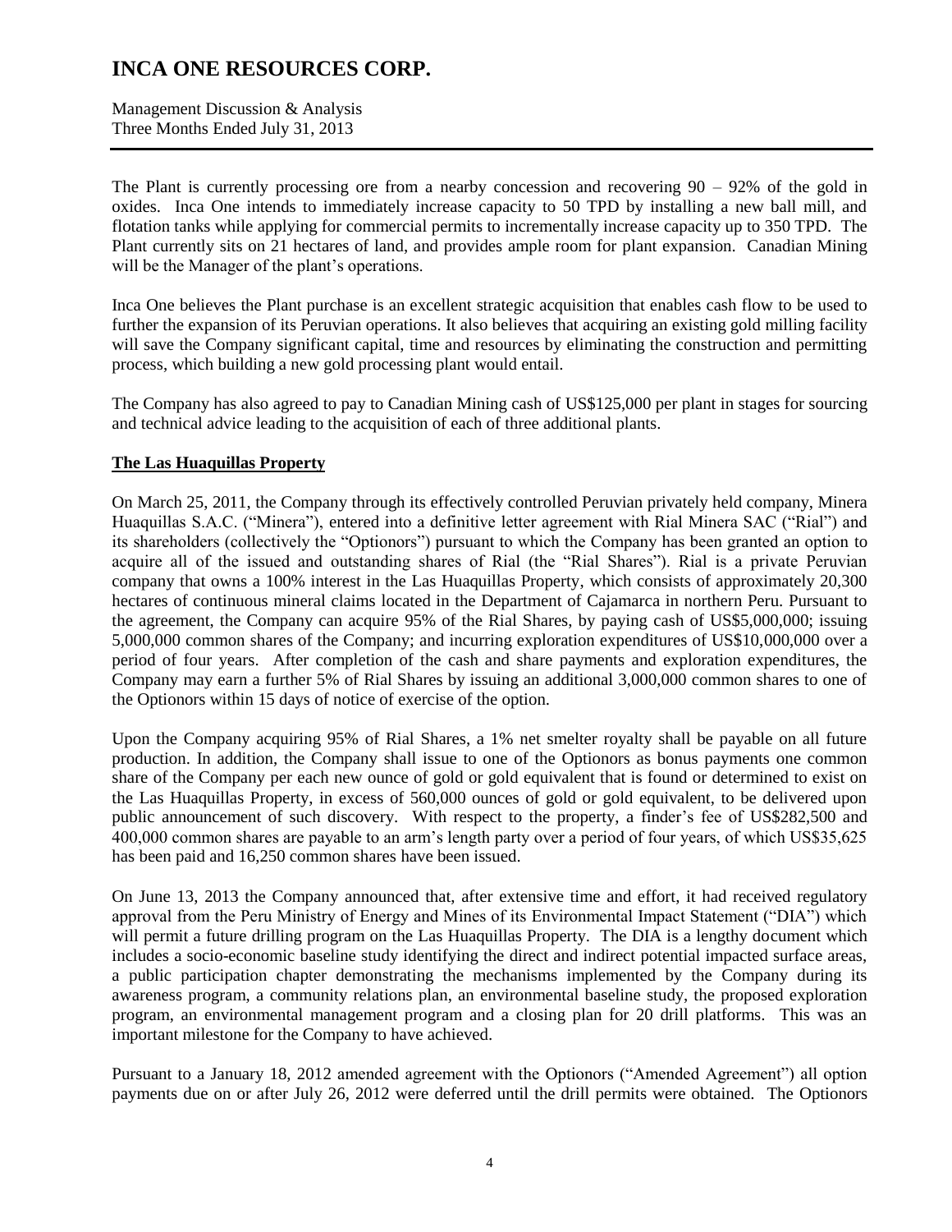The Plant is currently processing ore from a nearby concession and recovering 90 – 92% of the gold in oxides. Inca One intends to immediately increase capacity to 50 TPD by installing a new ball mill, and flotation tanks while applying for commercial permits to incrementally increase capacity up to 350 TPD. The Plant currently sits on 21 hectares of land, and provides ample room for plant expansion. Canadian Mining will be the Manager of the plant's operations.

Inca One believes the Plant purchase is an excellent strategic acquisition that enables cash flow to be used to further the expansion of its Peruvian operations. It also believes that acquiring an existing gold milling facility will save the Company significant capital, time and resources by eliminating the construction and permitting process, which building a new gold processing plant would entail.

The Company has also agreed to pay to Canadian Mining cash of US$125,000 per plant in stages for sourcing and technical advice leading to the acquisition of each of three additional plants.

**The Las Huaquillas Property**

On March 25, 2011, the Company through its effectively controlled Peruvian privately held company, Minera Huaquillas S.A.C. ("Minera"), entered into a definitive letter agreement with Rial Minera SAC ("Rial") and its shareholders (collectively the "Optionors") pursuant to which the Company has been granted an option to acquire all of the issued and outstanding shares of Rial (the "Rial Shares"). Rial is a private Peruvian company that owns a 100% interest in the Las Huaquillas Property, which consists of approximately 20,300 hectares of continuous mineral claims located in the Department of Cajamarca in northern Peru. Pursuant to the agreement, the Company can acquire 95% of the Rial Shares, by paying cash of US$5,000,000; issuing 5,000,000 common shares of the Company; and incurring exploration expenditures of US$10,000,000 over a period of four years. After completion of the cash and share payments and exploration expenditures, the Company may earn a further 5% of Rial Shares by issuing an additional 3,000,000 common shares to one of the Optionors within 15 days of notice of exercise of the option.

Upon the Company acquiring 95% of Rial Shares, a 1% net smelter royalty shall be payable on all future production. In addition, the Company shall issue to one of the Optionors as bonus payments one common share of the Company per each new ounce of gold or gold equivalent that is found or determined to exist on the Las Huaquillas Property, in excess of 560,000 ounces of gold or gold equivalent, to be delivered upon public announcement of such discovery. With respect to the property, a finder's fee of US$282,500 and 400,000 common shares are payable to an arm's length party over a period of four years, of which US$35,625 has been paid and 16,250 common shares have been issued.

On June 13, 2013 the Company announced that, after extensive time and effort, it had received regulatory approval from the Peru Ministry of Energy and Mines of its Environmental Impact Statement ("DIA") which will permit a future drilling program on the Las Huaquillas Property. The DIA is a lengthy document which includes a socio-economic baseline study identifying the direct and indirect potential impacted surface areas, a public participation chapter demonstrating the mechanisms implemented by the Company during its awareness program, a community relations plan, an environmental baseline study, the proposed exploration program, an environmental management program and a closing plan for 20 drill platforms. This was an important milestone for the Company to have achieved.

Pursuant to a January 18, 2012 amended agreement with the Optionors ("Amended Agreement") all option payments due on or after July 26, 2012 were deferred until the drill permits were obtained. The Optionors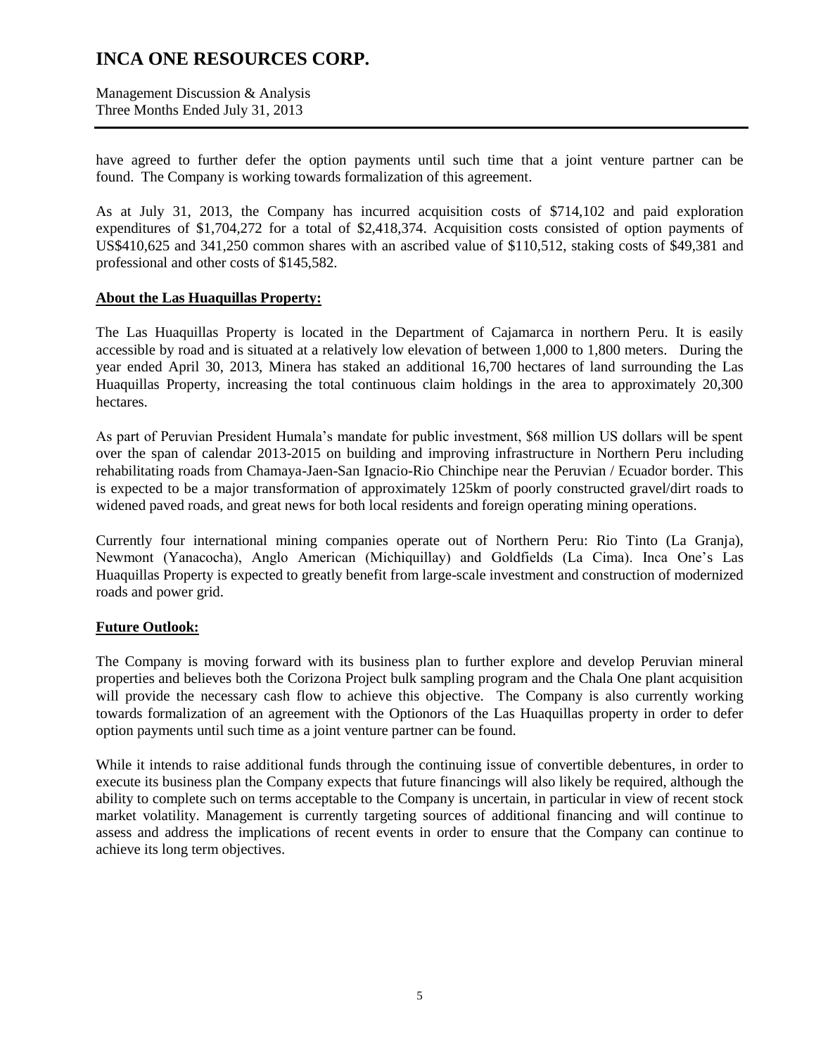have agreed to further defer the option payments until such time that a joint venture partner can be found. The Company is working towards formalization of this agreement.

As at July 31, 2013, the Company has incurred acquisition costs of $714,102 and paid exploration expenditures of $1,704,272 for a total of $2,418,374. Acquisition costs consisted of option payments of US$410,625 and 341,250 common shares with an ascribed value of $110,512, staking costs of $49,381 and professional and other costs of $145,582.

**About the Las Huaquillas Property:**

The Las Huaquillas Property is located in the Department of Cajamarca in northern Peru. It is easily accessible by road and is situated at a relatively low elevation of between 1,000 to 1,800 meters. During the year ended April 30, 2013, Minera has staked an additional 16,700 hectares of land surrounding the Las Huaquillas Property, increasing the total continuous claim holdings in the area to approximately 20,300 hectares.

As part of Peruvian President Humala's mandate for public investment, $68 million US dollars will be spent over the span of calendar 2013-2015 on building and improving infrastructure in Northern Peru including rehabilitating roads from Chamaya-Jaen-San Ignacio-Rio Chinchipe near the Peruvian / Ecuador border. This is expected to be a major transformation of approximately 125km of poorly constructed gravel/dirt roads to widened paved roads, and great news for both local residents and foreign operating mining operations.

Currently four international mining companies operate out of Northern Peru: Rio Tinto (La Granja), Newmont (Yanacocha), Anglo American (Michiquillay) and Goldfields (La Cima). Inca One's Las Huaquillas Property is expected to greatly benefit from large-scale investment and construction of modernized roads and power grid.

**Future Outlook:**

The Company is moving forward with its business plan to further explore and develop Peruvian mineral properties and believes both the Corizona Project bulk sampling program and the Chala One plant acquisition will provide the necessary cash flow to achieve this objective. The Company is also currently working towards formalization of an agreement with the Optionors of the Las Huaquillas property in order to defer option payments until such time as a joint venture partner can be found.

While it intends to raise additional funds through the continuing issue of convertible debentures, in order to execute its business plan the Company expects that future financings will also likely be required, although the ability to complete such on terms acceptable to the Company is uncertain, in particular in view of recent stock market volatility. Management is currently targeting sources of additional financing and will continue to assess and address the implications of recent events in order to ensure that the Company can continue to achieve its long term objectives.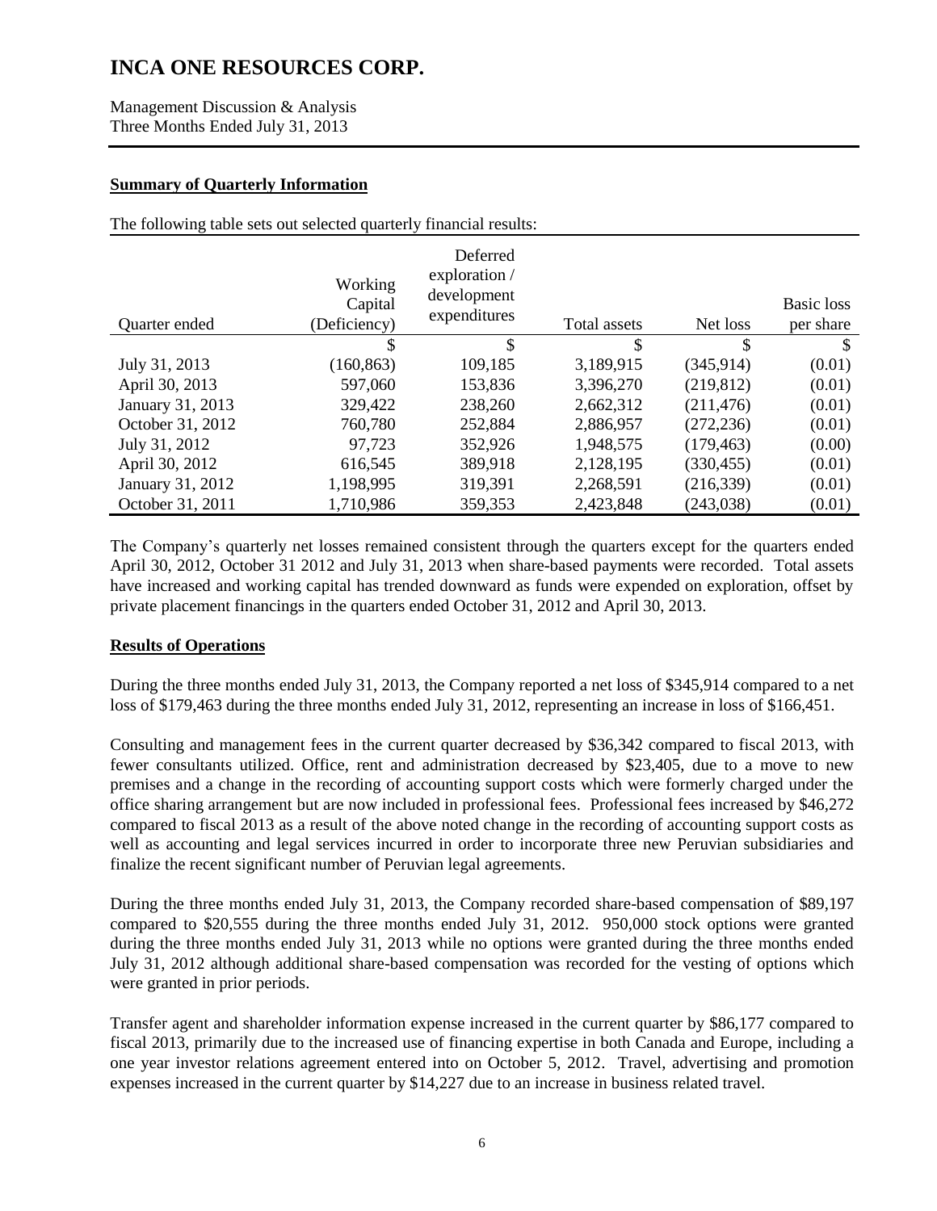## Summary of Quarterly Information

The following table sets out selected quarterly financial results:

| Quarter ended | Working Capital (Deficiency) | Deferred exploration / development expenditures | Total assets | Net loss | Basic loss per share |
|---|---|---|---|---|---|
| | $ | $ | $ | $ | $ |
| July 31, 2013 | (160,863) | 109,185 | 3,189,915 | (345,914) | (0.01) |
| April 30, 2013 | 597,060 | 153,836 | 3,396,270 | (219,812) | (0.01) |
| January 31, 2013 | 329,422 | 238,260 | 2,662,312 | (211,476) | (0.01) |
| October 31, 2012 | 760,780 | 252,884 | 2,886,957 | (272,236) | (0.01) |
| July 31, 2012 | 97,723 | 352,926 | 1,948,575 | (179,463) | (0.00) |
| April 30, 2012 | 616,545 | 389,918 | 2,128,195 | (330,455) | (0.01) |
| January 31, 2012 | 1,198,995 | 319,391 | 2,268,591 | (216,339) | (0.01) |
| October 31, 2011 | 1,710,986 | 359,353 | 2,423,848 | (243,038) | (0.01) |

The Company's quarterly net losses remained consistent through the quarters except for the quarters ended April 30, 2012, October 31 2012 and July 31, 2013 when share-based payments were recorded. Total assets have increased and working capital has trended downward as funds were expended on exploration, offset by private placement financings in the quarters ended October 31, 2012 and April 30, 2013.

## Results of Operations

During the three months ended July 31, 2013, the Company reported a net loss of $345,914 compared to a net loss of $179,463 during the three months ended July 31, 2012, representing an increase in loss of $166,451.

Consulting and management fees in the current quarter decreased by $36,342 compared to fiscal 2013, with fewer consultants utilized. Office, rent and administration decreased by $23,405, due to a move to new premises and a change in the recording of accounting support costs which were formerly charged under the office sharing arrangement but are now included in professional fees. Professional fees increased by $46,272 compared to fiscal 2013 as a result of the above noted change in the recording of accounting support costs as well as accounting and legal services incurred in order to incorporate three new Peruvian subsidiaries and finalize the recent significant number of Peruvian legal agreements.

During the three months ended July 31, 2013, the Company recorded share-based compensation of $89,197 compared to $20,555 during the three months ended July 31, 2012. 950,000 stock options were granted during the three months ended July 31, 2013 while no options were granted during the three months ended July 31, 2012 although additional share-based compensation was recorded for the vesting of options which were granted in prior periods.

Transfer agent and shareholder information expense increased in the current quarter by $86,177 compared to fiscal 2013, primarily due to the increased use of financing expertise in both Canada and Europe, including a one year investor relations agreement entered into on October 5, 2012. Travel, advertising and promotion expenses increased in the current quarter by $14,227 due to an increase in business related travel.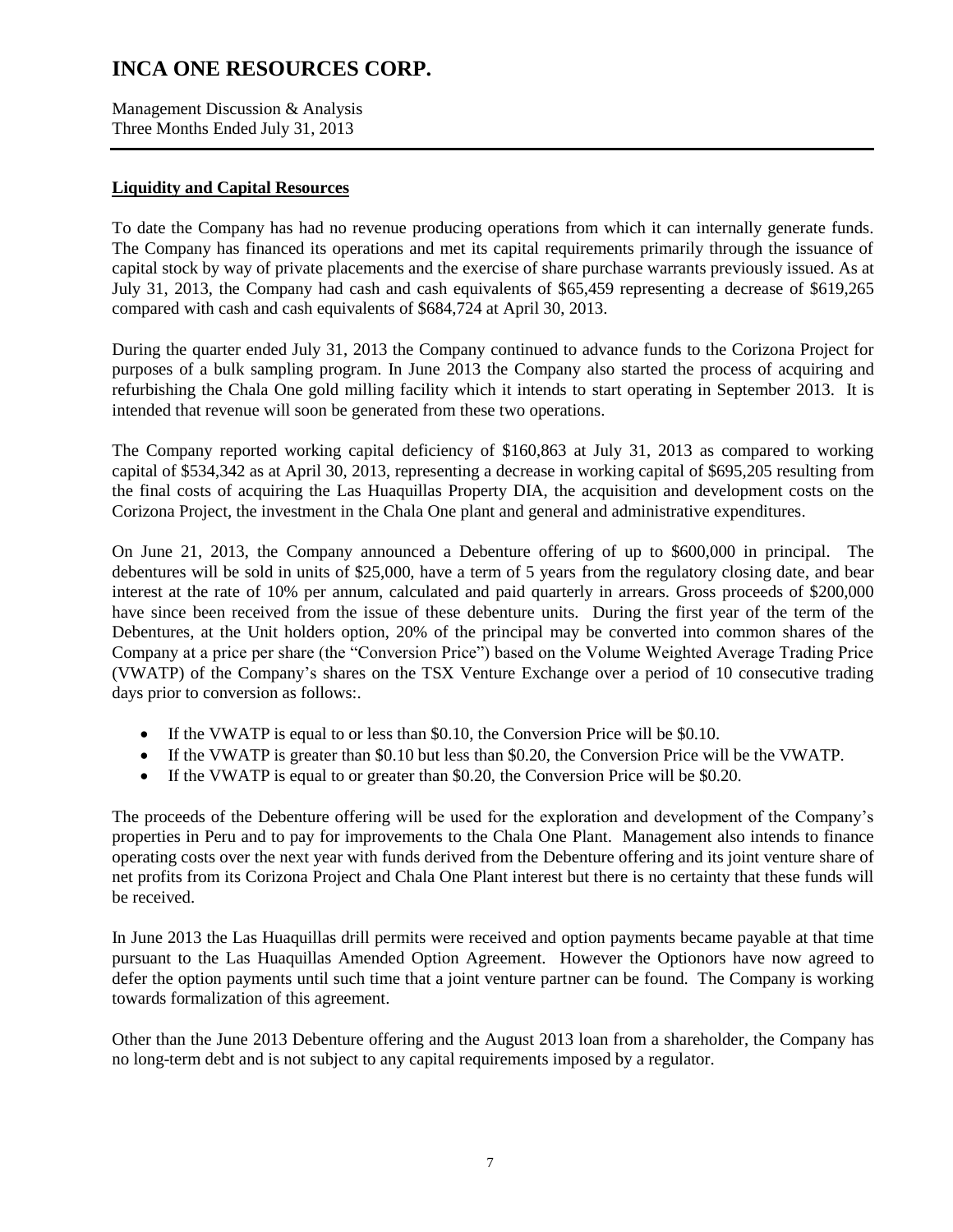## Liquidity and Capital Resources

To date the Company has had no revenue producing operations from which it can internally generate funds. The Company has financed its operations and met its capital requirements primarily through the issuance of capital stock by way of private placements and the exercise of share purchase warrants previously issued. As at July 31, 2013, the Company had cash and cash equivalents of $65,459 representing a decrease of $619,265 compared with cash and cash equivalents of $684,724 at April 30, 2013.

During the quarter ended July 31, 2013 the Company continued to advance funds to the Corizona Project for purposes of a bulk sampling program. In June 2013 the Company also started the process of acquiring and refurbishing the Chala One gold milling facility which it intends to start operating in September 2013. It is intended that revenue will soon be generated from these two operations.

The Company reported working capital deficiency of $160,863 at July 31, 2013 as compared to working capital of $534,342 as at April 30, 2013, representing a decrease in working capital of $695,205 resulting from the final costs of acquiring the Las Huaquillas Property DIA, the acquisition and development costs on the Corizona Project, the investment in the Chala One plant and general and administrative expenditures.

On June 21, 2013, the Company announced a Debenture offering of up to $600,000 in principal. The debentures will be sold in units of $25,000, have a term of 5 years from the regulatory closing date, and bear interest at the rate of 10% per annum, calculated and paid quarterly in arrears. Gross proceeds of $200,000 have since been received from the issue of these debenture units. During the first year of the term of the Debentures, at the Unit holders option, 20% of the principal may be converted into common shares of the Company at a price per share (the "Conversion Price") based on the Volume Weighted Average Trading Price (VWATP) of the Company's shares on the TSX Venture Exchange over a period of 10 consecutive trading days prior to conversion as follows:.

- If the VWATP is equal to or less than $0.10, the Conversion Price will be $0.10.
- If the VWATP is greater than $0.10 but less than $0.20, the Conversion Price will be the VWATP.
- If the VWATP is equal to or greater than $0.20, the Conversion Price will be $0.20.

The proceeds of the Debenture offering will be used for the exploration and development of the Company's properties in Peru and to pay for improvements to the Chala One Plant. Management also intends to finance operating costs over the next year with funds derived from the Debenture offering and its joint venture share of net profits from its Corizona Project and Chala One Plant interest but there is no certainty that these funds will be received.

In June 2013 the Las Huaquillas drill permits were received and option payments became payable at that time pursuant to the Las Huaquillas Amended Option Agreement. However the Optionors have now agreed to defer the option payments until such time that a joint venture partner can be found. The Company is working towards formalization of this agreement.

Other than the June 2013 Debenture offering and the August 2013 loan from a shareholder, the Company has no long-term debt and is not subject to any capital requirements imposed by a regulator.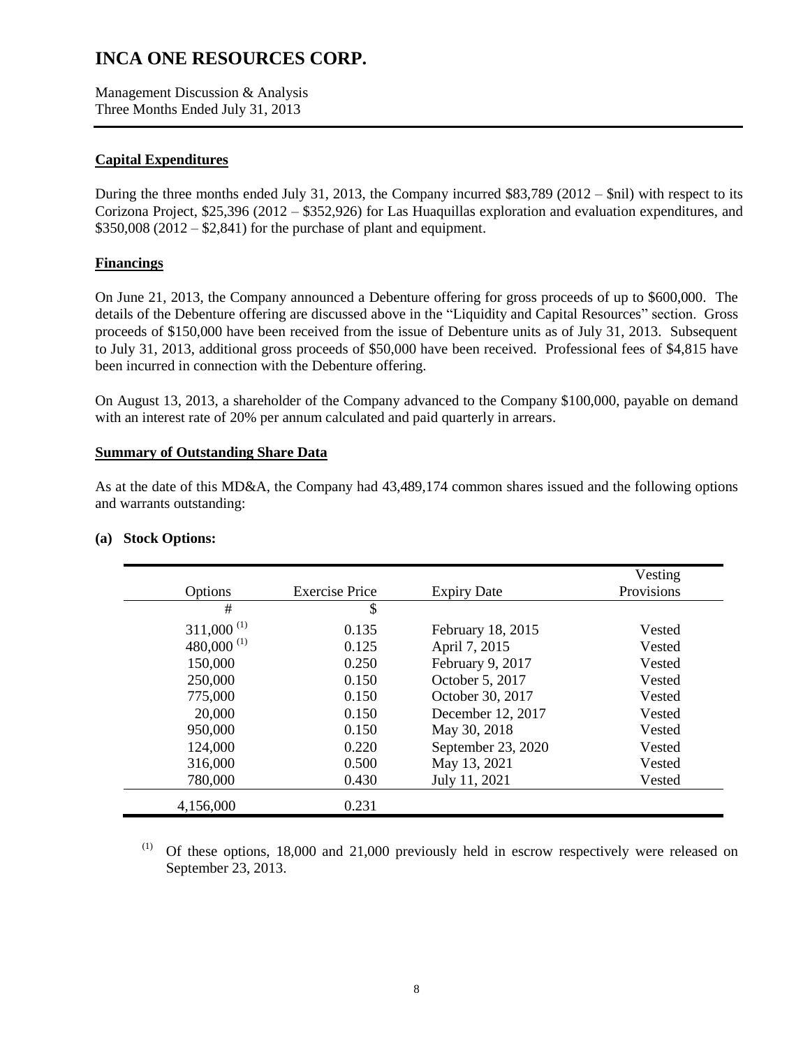### Capital Expenditures

During the three months ended July 31, 2013, the Company incurred $83,789 (2012 – $nil) with respect to its Corizona Project, $25,396 (2012 – $352,926) for Las Huaquillas exploration and evaluation expenditures, and $350,008 (2012 – $2,841) for the purchase of plant and equipment.

### Financings

On June 21, 2013, the Company announced a Debenture offering for gross proceeds of up to $600,000. The details of the Debenture offering are discussed above in the "Liquidity and Capital Resources" section. Gross proceeds of $150,000 have been received from the issue of Debenture units as of July 31, 2013. Subsequent to July 31, 2013, additional gross proceeds of $50,000 have been received. Professional fees of $4,815 have been incurred in connection with the Debenture offering.

On August 13, 2013, a shareholder of the Company advanced to the Company $100,000, payable on demand with an interest rate of 20% per annum calculated and paid quarterly in arrears.

### Summary of Outstanding Share Data

As at the date of this MD&A, the Company had 43,489,174 common shares issued and the following options and warrants outstanding:

**(a) Stock Options:**

| Options | Exercise Price | Expiry Date | Vesting Provisions |
|---|---|---|---|
| # | $ | | |
| 311,000 [(1)] | 0.135 | February 18, 2015 | Vested |
| 480,000 [(1)] | 0.125 | April 7, 2015 | Vested |
| 150,000 | 0.250 | February 9, 2017 | Vested |
| 250,000 | 0.150 | October 5, 2017 | Vested |
| 775,000 | 0.150 | October 30, 2017 | Vested |
| 20,000 | 0.150 | December 12, 2017 | Vested |
| 950,000 | 0.150 | May 30, 2018 | Vested |
| 124,000 | 0.220 | September 23, 2020 | Vested |
| 316,000 | 0.500 | May 13, 2021 | Vested |
| 780,000 | 0.430 | July 11, 2021 | Vested |
| 4,156,000 | 0.231 | | |

[(1)] Of these options, 18,000 and 21,000 previously held in escrow respectively were released on September 23, 2013.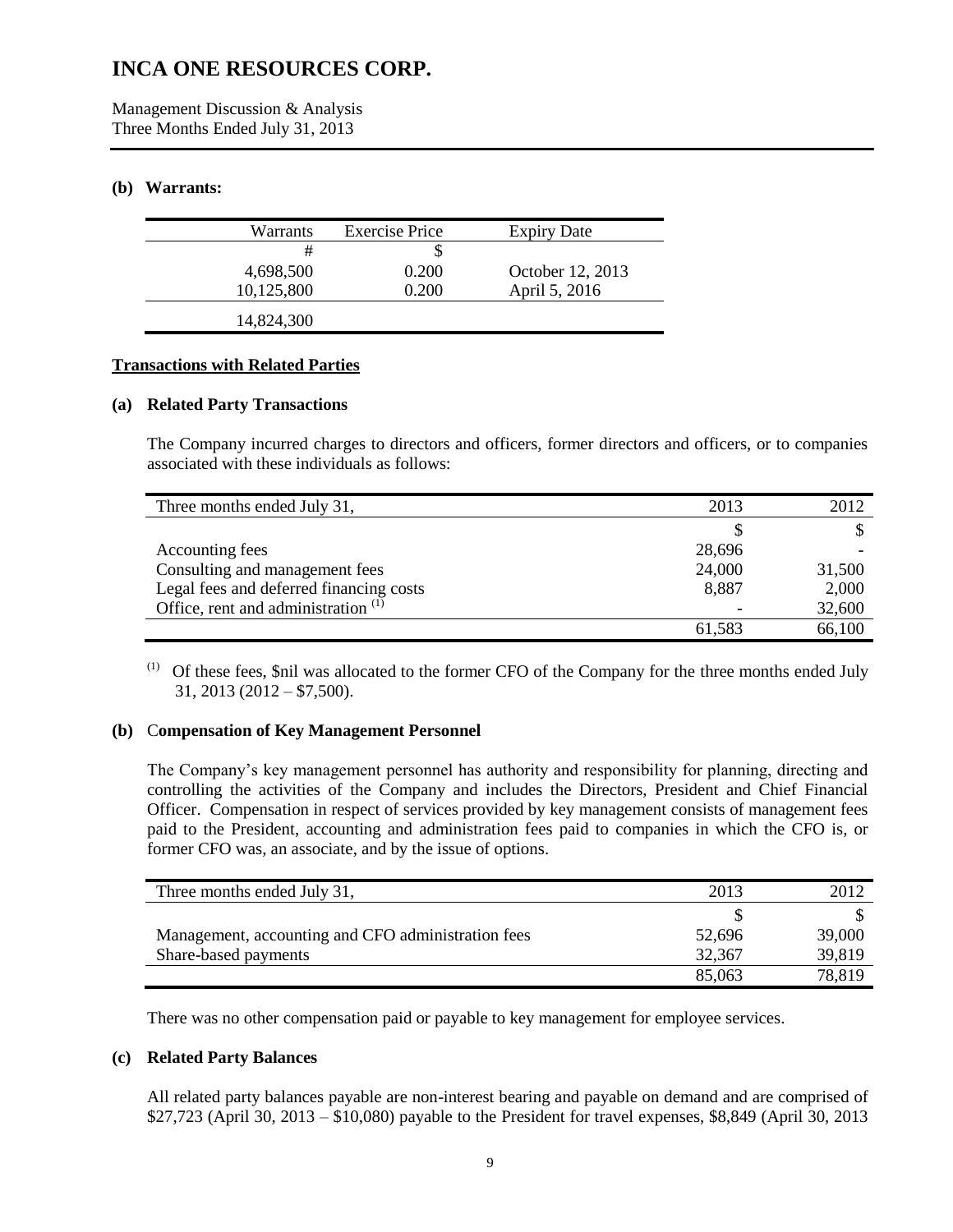**(b) Warrants:**

| Warrants | Exercise Price | Expiry Date |
|---|---|---|
| # | $ | |
| 4,698,500 | 0.200 | October 12, 2013 |
| 10,125,800 | 0.200 | April 5, 2016 |
| 14,824,300 | | |

## Transactions with Related Parties

**(a) Related Party Transactions**

The Company incurred charges to directors and officers, former directors and officers, or to companies associated with these individuals as follows:

| Three months ended July 31, | 2013 | 2012 |
|---|---|---|
| | $ | $ |
| Accounting fees | 28,696 | - |
| Consulting and management fees | 24,000 | 31,500 |
| Legal fees and deferred financing costs | 8,887 | 2,000 |
| Office, rent and administration (1) | - | 32,600 |
| | 61,583 | 66,100 |

(1) Of these fees, $nil was allocated to the former CFO of the Company for the three months ended July 31, 2013 (2012 – $7,500).

**(b) Compensation of Key Management Personnel**

The Company's key management personnel has authority and responsibility for planning, directing and controlling the activities of the Company and includes the Directors, President and Chief Financial Officer. Compensation in respect of services provided by key management consists of management fees paid to the President, accounting and administration fees paid to companies in which the CFO is, or former CFO was, an associate, and by the issue of options.

| Three months ended July 31, | 2013 | 2012 |
|---|---|---|
| | $ | $ |
| Management, accounting and CFO administration fees | 52,696 | 39,000 |
| Share-based payments | 32,367 | 39,819 |
| | 85,063 | 78,819 |

There was no other compensation paid or payable to key management for employee services.

**(c) Related Party Balances**

All related party balances payable are non-interest bearing and payable on demand and are comprised of $27,723 (April 30, 2013 – $10,080) payable to the President for travel expenses, $8,849 (April 30, 2013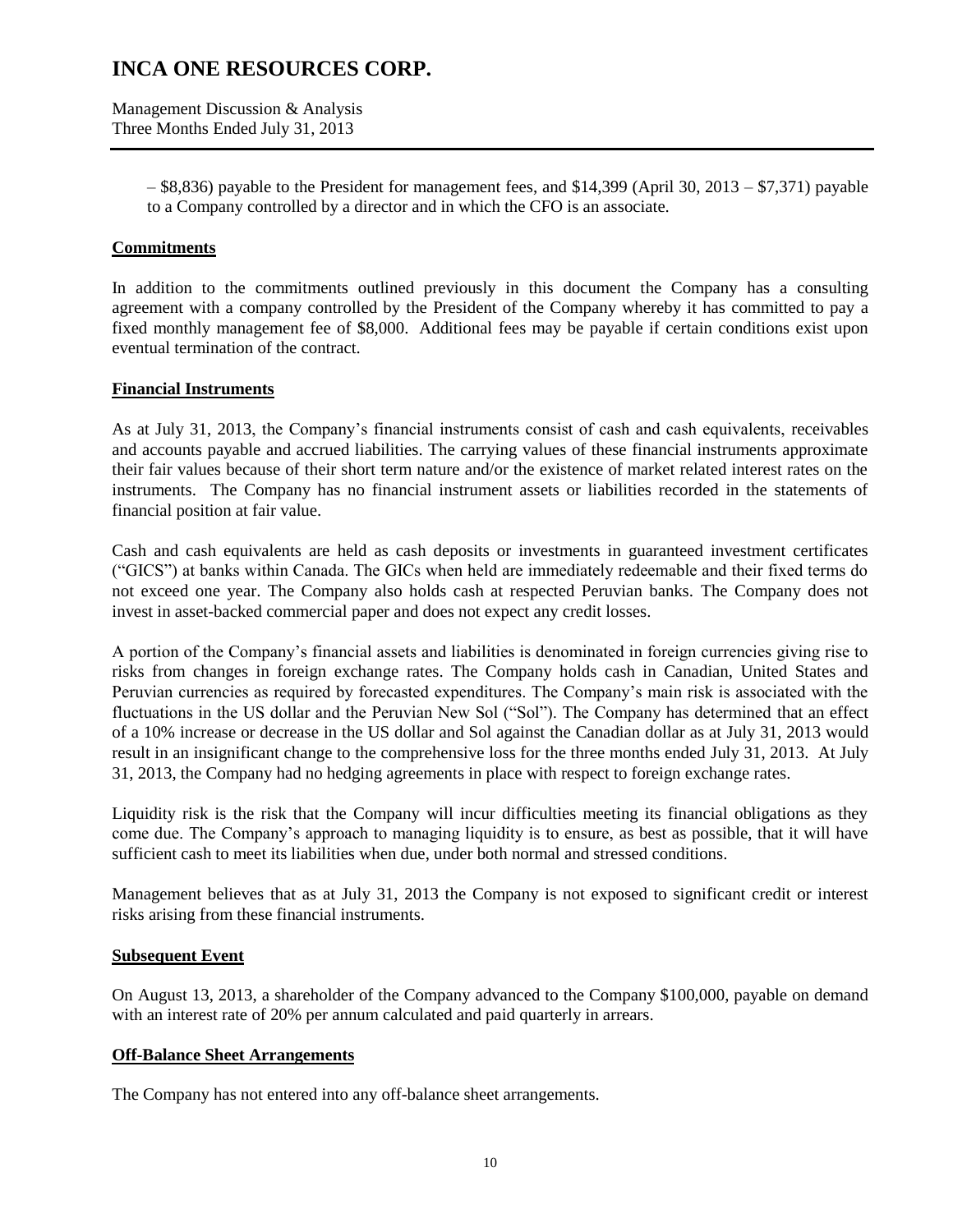– \$8,836) payable to the President for management fees, and \$14,399 (April 30, 2013 – \$7,371) payable to a Company controlled by a director and in which the CFO is an associate.

## Commitments

In addition to the commitments outlined previously in this document the Company has a consulting agreement with a company controlled by the President of the Company whereby it has committed to pay a fixed monthly management fee of \$8,000. Additional fees may be payable if certain conditions exist upon eventual termination of the contract.

## Financial Instruments

As at July 31, 2013, the Company's financial instruments consist of cash and cash equivalents, receivables and accounts payable and accrued liabilities. The carrying values of these financial instruments approximate their fair values because of their short term nature and/or the existence of market related interest rates on the instruments. The Company has no financial instrument assets or liabilities recorded in the statements of financial position at fair value.

Cash and cash equivalents are held as cash deposits or investments in guaranteed investment certificates ("GICS") at banks within Canada. The GICs when held are immediately redeemable and their fixed terms do not exceed one year. The Company also holds cash at respected Peruvian banks. The Company does not invest in asset-backed commercial paper and does not expect any credit losses.

A portion of the Company's financial assets and liabilities is denominated in foreign currencies giving rise to risks from changes in foreign exchange rates. The Company holds cash in Canadian, United States and Peruvian currencies as required by forecasted expenditures. The Company's main risk is associated with the fluctuations in the US dollar and the Peruvian New Sol ("Sol"). The Company has determined that an effect of a 10% increase or decrease in the US dollar and Sol against the Canadian dollar as at July 31, 2013 would result in an insignificant change to the comprehensive loss for the three months ended July 31, 2013. At July 31, 2013, the Company had no hedging agreements in place with respect to foreign exchange rates.

Liquidity risk is the risk that the Company will incur difficulties meeting its financial obligations as they come due. The Company's approach to managing liquidity is to ensure, as best as possible, that it will have sufficient cash to meet its liabilities when due, under both normal and stressed conditions.

Management believes that as at July 31, 2013 the Company is not exposed to significant credit or interest risks arising from these financial instruments.

## Subsequent Event

On August 13, 2013, a shareholder of the Company advanced to the Company \$100,000, payable on demand with an interest rate of 20% per annum calculated and paid quarterly in arrears.

## Off-Balance Sheet Arrangements

The Company has not entered into any off-balance sheet arrangements.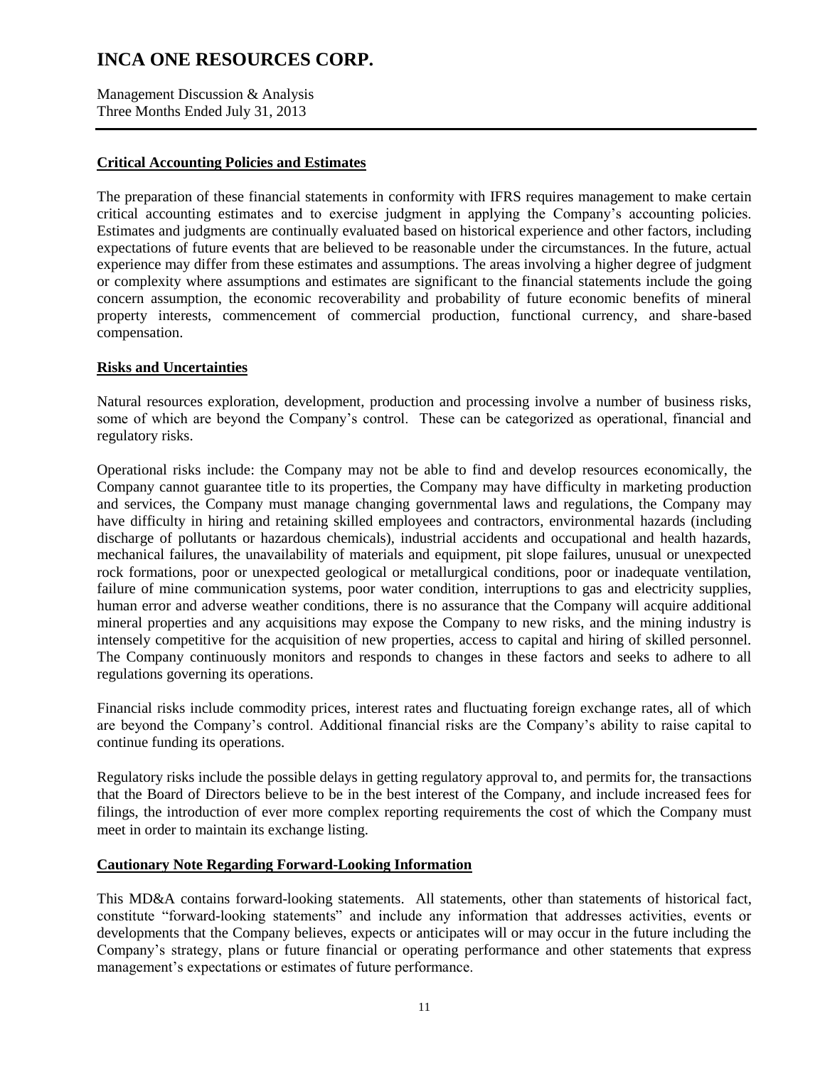## Critical Accounting Policies and Estimates

The preparation of these financial statements in conformity with IFRS requires management to make certain critical accounting estimates and to exercise judgment in applying the Company's accounting policies. Estimates and judgments are continually evaluated based on historical experience and other factors, including expectations of future events that are believed to be reasonable under the circumstances. In the future, actual experience may differ from these estimates and assumptions. The areas involving a higher degree of judgment or complexity where assumptions and estimates are significant to the financial statements include the going concern assumption, the economic recoverability and probability of future economic benefits of mineral property interests, commencement of commercial production, functional currency, and share-based compensation.

## Risks and Uncertainties

Natural resources exploration, development, production and processing involve a number of business risks, some of which are beyond the Company's control. These can be categorized as operational, financial and regulatory risks.

Operational risks include: the Company may not be able to find and develop resources economically, the Company cannot guarantee title to its properties, the Company may have difficulty in marketing production and services, the Company must manage changing governmental laws and regulations, the Company may have difficulty in hiring and retaining skilled employees and contractors, environmental hazards (including discharge of pollutants or hazardous chemicals), industrial accidents and occupational and health hazards, mechanical failures, the unavailability of materials and equipment, pit slope failures, unusual or unexpected rock formations, poor or unexpected geological or metallurgical conditions, poor or inadequate ventilation, failure of mine communication systems, poor water condition, interruptions to gas and electricity supplies, human error and adverse weather conditions, there is no assurance that the Company will acquire additional mineral properties and any acquisitions may expose the Company to new risks, and the mining industry is intensely competitive for the acquisition of new properties, access to capital and hiring of skilled personnel. The Company continuously monitors and responds to changes in these factors and seeks to adhere to all regulations governing its operations.

Financial risks include commodity prices, interest rates and fluctuating foreign exchange rates, all of which are beyond the Company's control. Additional financial risks are the Company's ability to raise capital to continue funding its operations.

Regulatory risks include the possible delays in getting regulatory approval to, and permits for, the transactions that the Board of Directors believe to be in the best interest of the Company, and include increased fees for filings, the introduction of ever more complex reporting requirements the cost of which the Company must meet in order to maintain its exchange listing.

## Cautionary Note Regarding Forward-Looking Information

This MD&A contains forward-looking statements. All statements, other than statements of historical fact, constitute "forward-looking statements" and include any information that addresses activities, events or developments that the Company believes, expects or anticipates will or may occur in the future including the Company's strategy, plans or future financial or operating performance and other statements that express management's expectations or estimates of future performance.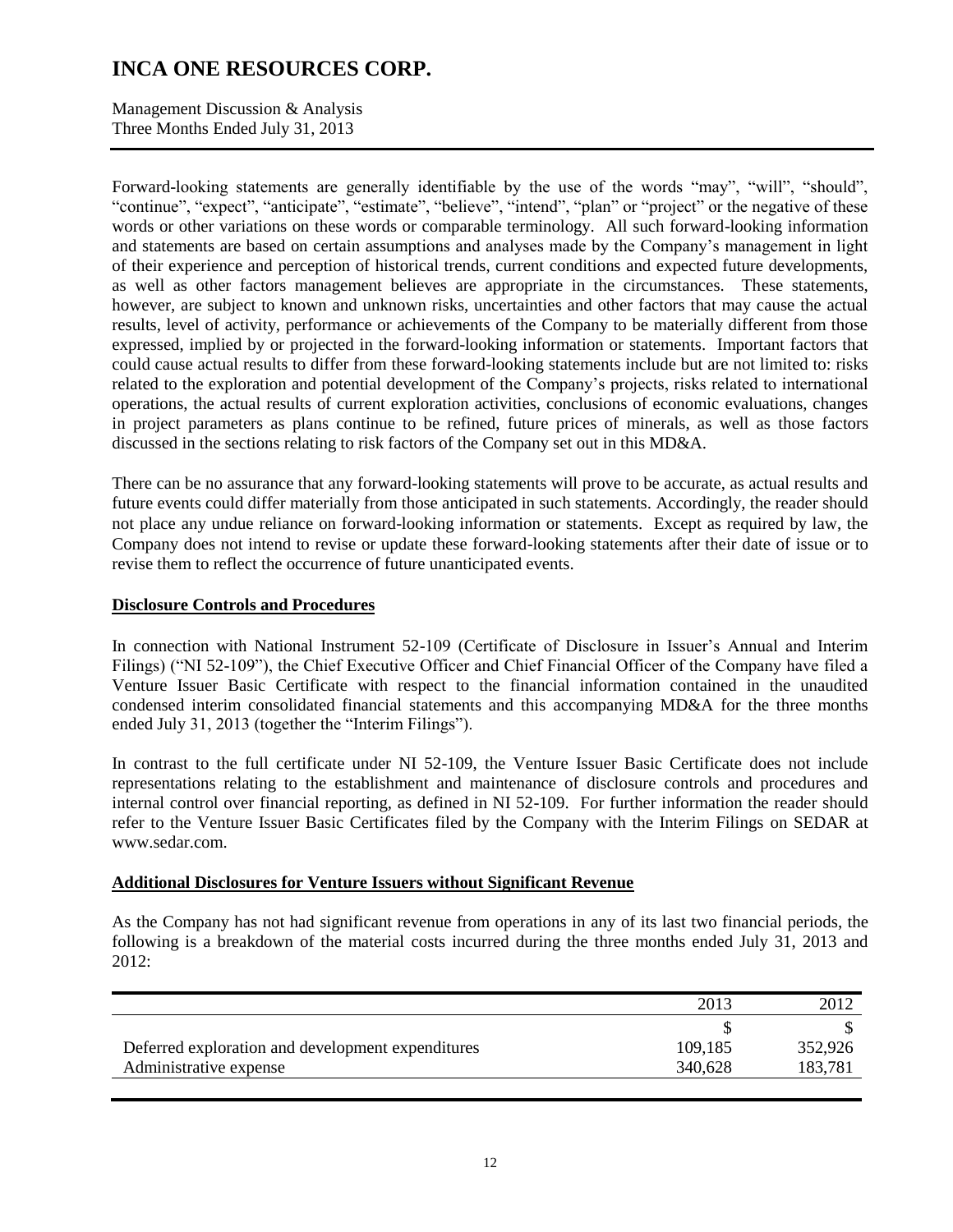Forward-looking statements are generally identifiable by the use of the words "may", "will", "should", "continue", "expect", "anticipate", "estimate", "believe", "intend", "plan" or "project" or the negative of these words or other variations on these words or comparable terminology. All such forward-looking information and statements are based on certain assumptions and analyses made by the Company's management in light of their experience and perception of historical trends, current conditions and expected future developments, as well as other factors management believes are appropriate in the circumstances. These statements, however, are subject to known and unknown risks, uncertainties and other factors that may cause the actual results, level of activity, performance or achievements of the Company to be materially different from those expressed, implied by or projected in the forward-looking information or statements. Important factors that could cause actual results to differ from these forward-looking statements include but are not limited to: risks related to the exploration and potential development of the Company's projects, risks related to international operations, the actual results of current exploration activities, conclusions of economic evaluations, changes in project parameters as plans continue to be refined, future prices of minerals, as well as those factors discussed in the sections relating to risk factors of the Company set out in this MD&A.

There can be no assurance that any forward-looking statements will prove to be accurate, as actual results and future events could differ materially from those anticipated in such statements. Accordingly, the reader should not place any undue reliance on forward-looking information or statements. Except as required by law, the Company does not intend to revise or update these forward-looking statements after their date of issue or to revise them to reflect the occurrence of future unanticipated events.

## Disclosure Controls and Procedures

In connection with National Instrument 52-109 (Certificate of Disclosure in Issuer's Annual and Interim Filings) ("NI 52-109"), the Chief Executive Officer and Chief Financial Officer of the Company have filed a Venture Issuer Basic Certificate with respect to the financial information contained in the unaudited condensed interim consolidated financial statements and this accompanying MD&A for the three months ended July 31, 2013 (together the "Interim Filings").

In contrast to the full certificate under NI 52-109, the Venture Issuer Basic Certificate does not include representations relating to the establishment and maintenance of disclosure controls and procedures and internal control over financial reporting, as defined in NI 52-109. For further information the reader should refer to the Venture Issuer Basic Certificates filed by the Company with the Interim Filings on SEDAR at www.sedar.com.

## Additional Disclosures for Venture Issuers without Significant Revenue

As the Company has not had significant revenue from operations in any of its last two financial periods, the following is a breakdown of the material costs incurred during the three months ended July 31, 2013 and 2012:

| | 2013 | 2012 |
|---|---|---|
| | $ | $ |
| Deferred exploration and development expenditures | 109,185 | 352,926 |
| Administrative expense | 340,628 | 183,781 |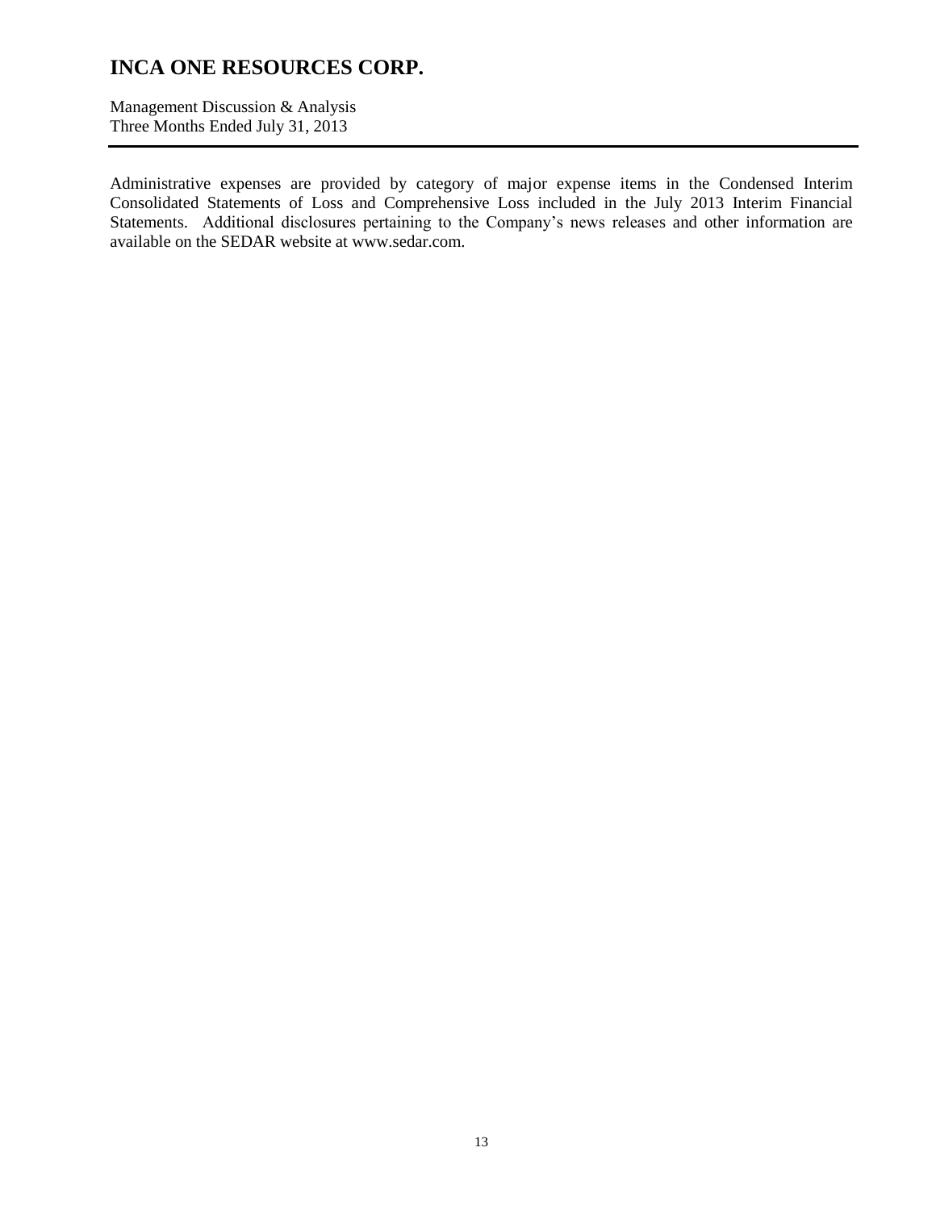Administrative expenses are provided by category of major expense items in the Condensed Interim Consolidated Statements of Loss and Comprehensive Loss included in the July 2013 Interim Financial Statements. Additional disclosures pertaining to the Company's news releases and other information are available on the SEDAR website at www.sedar.com.